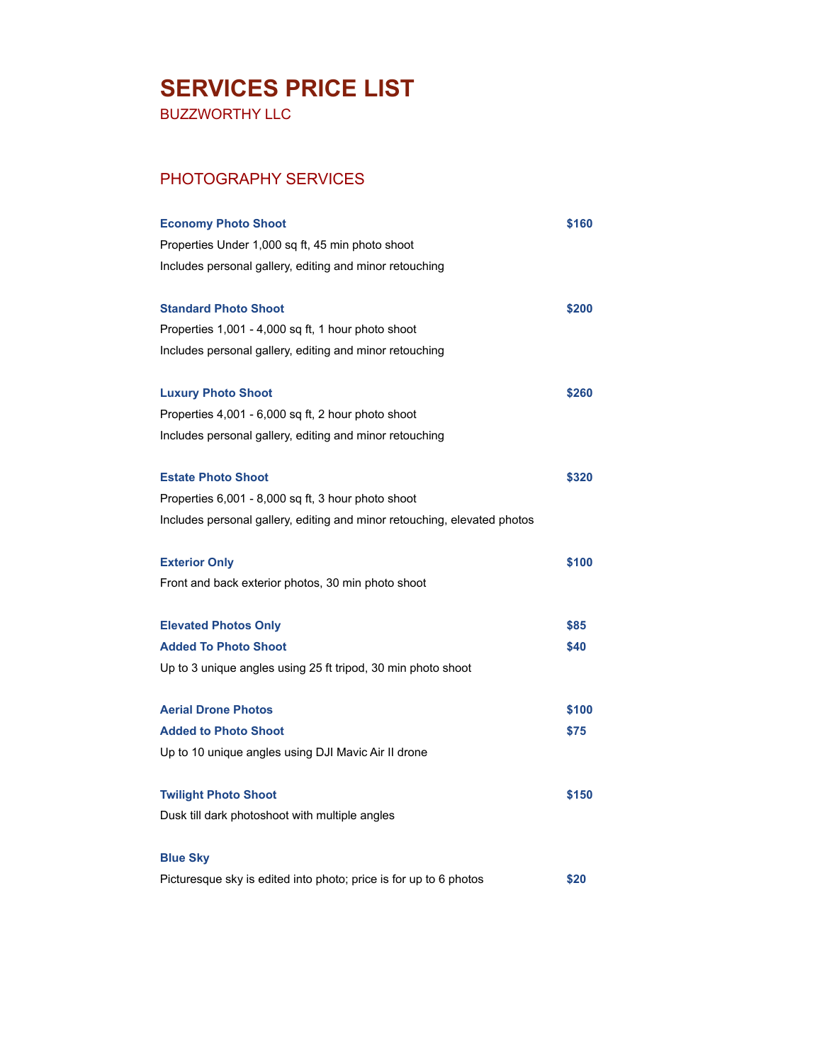# SERVICES PRICE LIST

BUZZWORTHY LLC

## PHOTOGRAPHY SERVICES

**Economy Photo Shoot** **$160**

Properties Under 1,000 sq ft, 45 min photo shoot

Includes personal gallery, editing and minor retouching

**Standard Photo Shoot** **$200**

Properties 1,001 - 4,000 sq ft, 1 hour photo shoot

Includes personal gallery, editing and minor retouching

**Luxury Photo Shoot** **$260**

Properties 4,001 - 6,000 sq ft, 2 hour photo shoot

Includes personal gallery, editing and minor retouching

**Estate Photo Shoot** **$320**

Properties 6,001 - 8,000 sq ft, 3 hour photo shoot

Includes personal gallery, editing and minor retouching, elevated photos

**Exterior Only** **$100**

Front and back exterior photos, 30 min photo shoot

**Elevated Photos Only** **$85**

**Added To Photo Shoot** **$40**

Up to 3 unique angles using 25 ft tripod, 30 min photo shoot

**Aerial Drone Photos** **$100**

**Added to Photo Shoot** **$75**

Up to 10 unique angles using DJI Mavic Air II drone

**Twilight Photo Shoot** **$150**

Dusk till dark photoshoot with multiple angles

**Blue Sky**

Picturesque sky is edited into photo; price is for up to 6 photos **$20**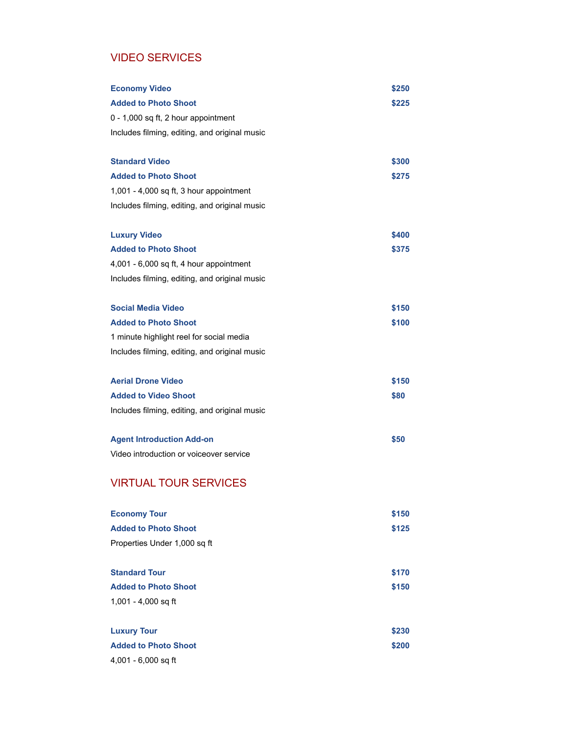## VIDEO SERVICES

**Economy Video** **$250**
**Added to Photo Shoot** **$225**
0 - 1,000 sq ft, 2 hour appointment
Includes filming, editing, and original music

**Standard Video** **$300**
**Added to Photo Shoot** **$275**
1,001 - 4,000 sq ft, 3 hour appointment
Includes filming, editing, and original music

**Luxury Video** **$400**
**Added to Photo Shoot** **$375**
4,001 - 6,000 sq ft, 4 hour appointment
Includes filming, editing, and original music

**Social Media Video** **$150**
**Added to Photo Shoot** **$100**
1 minute highlight reel for social media
Includes filming, editing, and original music

**Aerial Drone Video** **$150**
**Added to Video Shoot** **$80**
Includes filming, editing, and original music

**Agent Introduction Add-on** **$50**
Video introduction or voiceover service

## VIRTUAL TOUR SERVICES

**Economy Tour** **$150**
**Added to Photo Shoot** **$125**
Properties Under 1,000 sq ft

**Standard Tour** **$170**
**Added to Photo Shoot** **$150**
1,001 - 4,000 sq ft

**Luxury Tour** **$230**
**Added to Photo Shoot** **$200**
4,001 - 6,000 sq ft